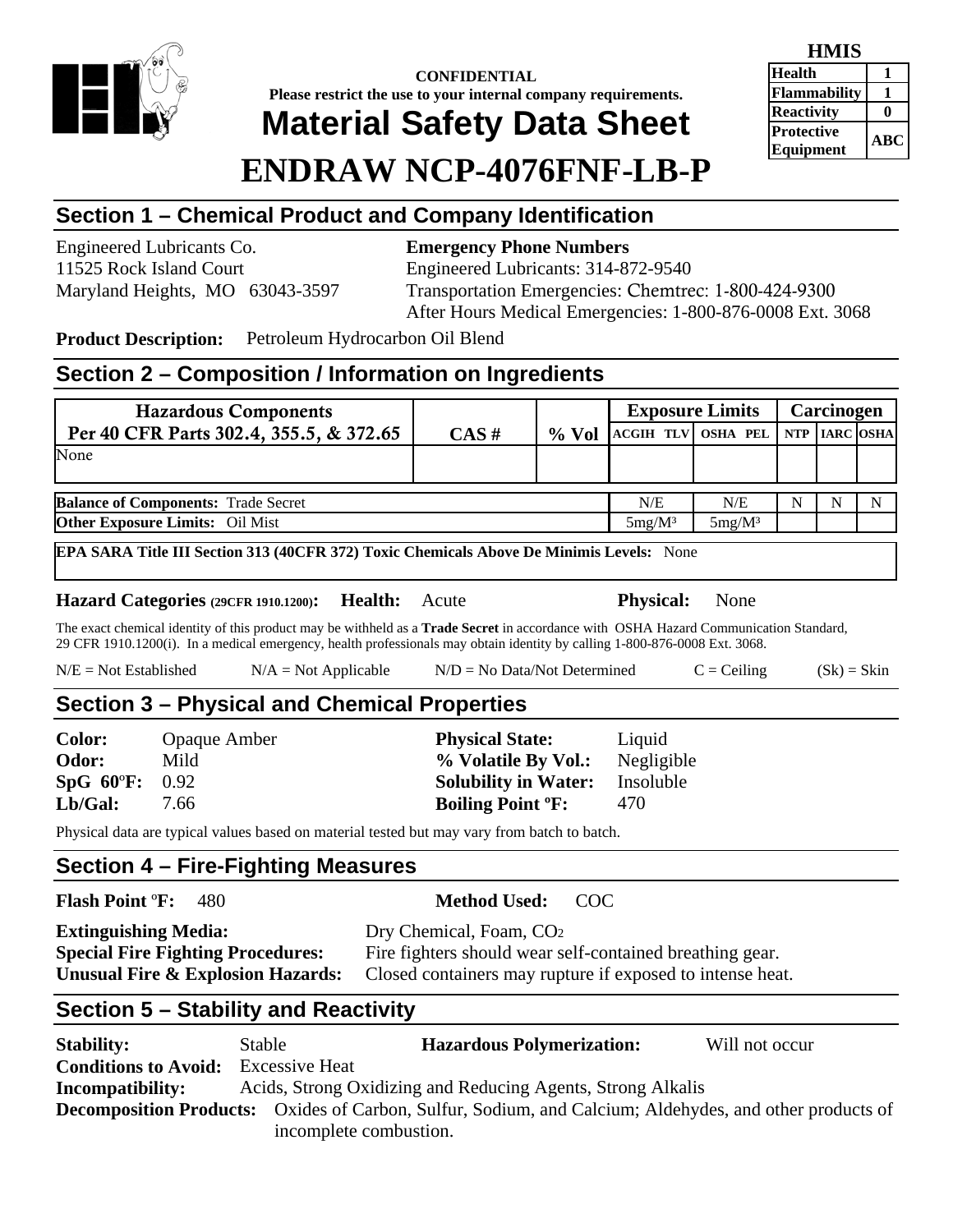**HMIS**

| | |
|---|---|
| Health | 1 |
| Flammability | 1 |
| Reactivity | 0 |
| Protective Equipment | ABC |

**CONFIDENTIAL**
**Please restrict the use to your internal company requirements.**

# Material Safety Data Sheet

# ENDRAW NCP-4076FNF-LB-P

## Section 1 – Chemical Product and Company Identification

Engineered Lubricants Co.
11525 Rock Island Court
Maryland Heights, MO 63043-3597

**Emergency Phone Numbers**
Engineered Lubricants: 314-872-9540
Transportation Emergencies: Chemtrec: 1-800-424-9300
After Hours Medical Emergencies: 1-800-876-0008 Ext. 3068

**Product Description:** Petroleum Hydrocarbon Oil Blend

## Section 2 – Composition / Information on Ingredients

| Hazardous Components Per 40 CFR Parts 302.4, 355.5, & 372.65 | CAS # | % Vol | Exposure Limits | | Carcinogen | | |
|---|---|---|---|---|---|---|---|
| | | | ACGIH TLV | OSHA PEL | NTP | IARC | OSHA |
| None | | | | | | | |
| **Balance of Components:** Trade Secret | | | N/E | N/E | N | N | N |
| **Other Exposure Limits:** Oil Mist | | | 5mg/M³ | 5mg/M³ | | | |

**EPA SARA Title III Section 313 (40CFR 372) Toxic Chemicals Above De Minimis Levels:** None

**Hazard Categories (29CFR 1910.1200):** **Health:** Acute **Physical:** None

The exact chemical identity of this product may be withheld as a **Trade Secret** in accordance with OSHA Hazard Communication Standard, 29 CFR 1910.1200(i). In a medical emergency, health professionals may obtain identity by calling 1-800-876-0008 Ext. 3068.

N/E = Not Established N/A = Not Applicable N/D = No Data/Not Determined C = Ceiling (Sk) = Skin

## Section 3 – Physical and Chemical Properties

**Color:** Opaque Amber
**Odor:** Mild
**SpG 60ºF:** 0.92
**Lb/Gal:** 7.66

**Physical State:** Liquid
**% Volatile By Vol.:** Negligible
**Solubility in Water:** Insoluble
**Boiling Point ºF:** 470

Physical data are typical values based on material tested but may vary from batch to batch.

## Section 4 – Fire-Fighting Measures

**Flash Point ºF:** 480 **Method Used:** COC

**Extinguishing Media:** Dry Chemical, Foam, $CO_2$
**Special Fire Fighting Procedures:** Fire fighters should wear self-contained breathing gear.
**Unusual Fire & Explosion Hazards:** Closed containers may rupture if exposed to intense heat.

## Section 5 – Stability and Reactivity

**Stability:** Stable **Hazardous Polymerization:** Will not occur
**Conditions to Avoid:** Excessive Heat
**Incompatibility:** Acids, Strong Oxidizing and Reducing Agents, Strong Alkalis
**Decomposition Products:** Oxides of Carbon, Sulfur, Sodium, and Calcium; Aldehydes, and other products of incomplete combustion.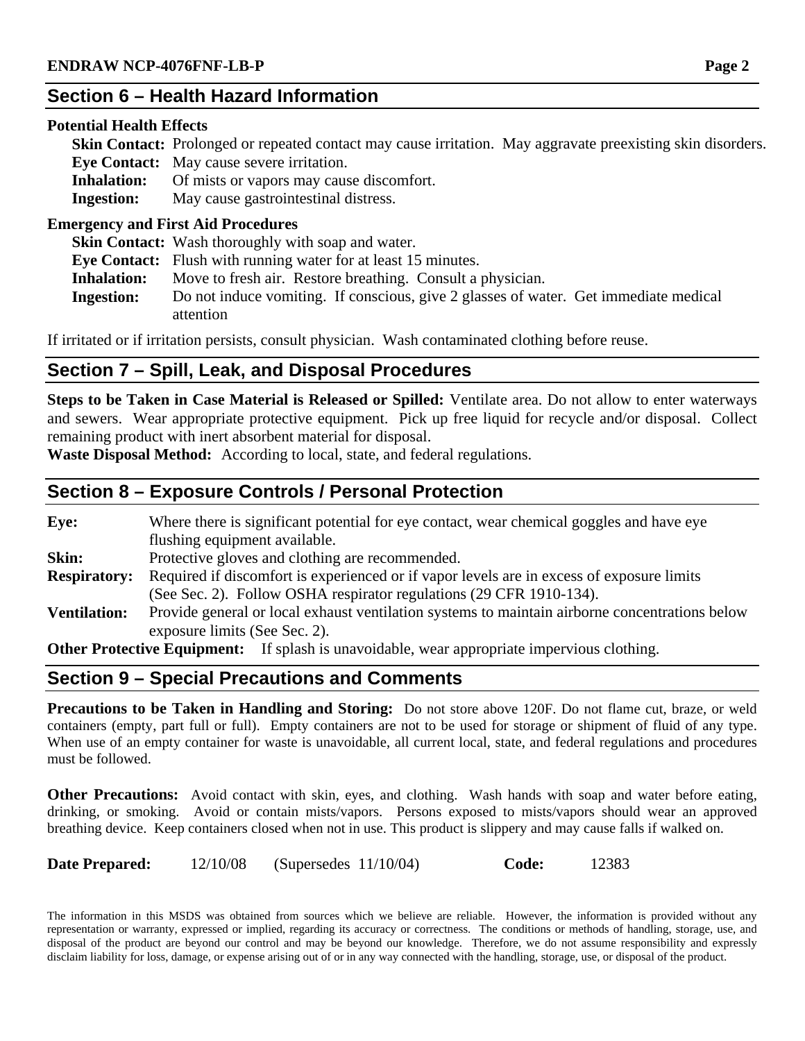## Section 6 – Health Hazard Information

**Potential Health Effects**

**Skin Contact:** Prolonged or repeated contact may cause irritation. May aggravate preexisting skin disorders.
**Eye Contact:** May cause severe irritation.
**Inhalation:** Of mists or vapors may cause discomfort.
**Ingestion:** May cause gastrointestinal distress.

**Emergency and First Aid Procedures**

**Skin Contact:** Wash thoroughly with soap and water.
**Eye Contact:** Flush with running water for at least 15 minutes.
**Inhalation:** Move to fresh air. Restore breathing. Consult a physician.
**Ingestion:** Do not induce vomiting. If conscious, give 2 glasses of water. Get immediate medical attention

If irritated or if irritation persists, consult physician. Wash contaminated clothing before reuse.

## Section 7 – Spill, Leak, and Disposal Procedures

**Steps to be Taken in Case Material is Released or Spilled:** Ventilate area. Do not allow to enter waterways and sewers. Wear appropriate protective equipment. Pick up free liquid for recycle and/or disposal. Collect remaining product with inert absorbent material for disposal.
**Waste Disposal Method:** According to local, state, and federal regulations.

## Section 8 – Exposure Controls / Personal Protection

**Eye:** Where there is significant potential for eye contact, wear chemical goggles and have eye flushing equipment available.
**Skin:** Protective gloves and clothing are recommended.
**Respiratory:** Required if discomfort is experienced or if vapor levels are in excess of exposure limits (See Sec. 2). Follow OSHA respirator regulations (29 CFR 1910-134).
**Ventilation:** Provide general or local exhaust ventilation systems to maintain airborne concentrations below exposure limits (See Sec. 2).
**Other Protective Equipment:** If splash is unavoidable, wear appropriate impervious clothing.

## Section 9 – Special Precautions and Comments

**Precautions to be Taken in Handling and Storing:** Do not store above 120F. Do not flame cut, braze, or weld containers (empty, part full or full). Empty containers are not to be used for storage or shipment of fluid of any type. When use of an empty container for waste is unavoidable, all current local, state, and federal regulations and procedures must be followed.

**Other Precautions:** Avoid contact with skin, eyes, and clothing. Wash hands with soap and water before eating, drinking, or smoking. Avoid or contain mists/vapors. Persons exposed to mists/vapors should wear an approved breathing device. Keep containers closed when not in use. This product is slippery and may cause falls if walked on.

**Date Prepared:** 12/10/08 (Supersedes 11/10/04) **Code:** 12383

The information in this MSDS was obtained from sources which we believe are reliable. However, the information is provided without any representation or warranty, expressed or implied, regarding its accuracy or correctness. The conditions or methods of handling, storage, use, and disposal of the product are beyond our control and may be beyond our knowledge. Therefore, we do not assume responsibility and expressly disclaim liability for loss, damage, or expense arising out of or in any way connected with the handling, storage, use, or disposal of the product.